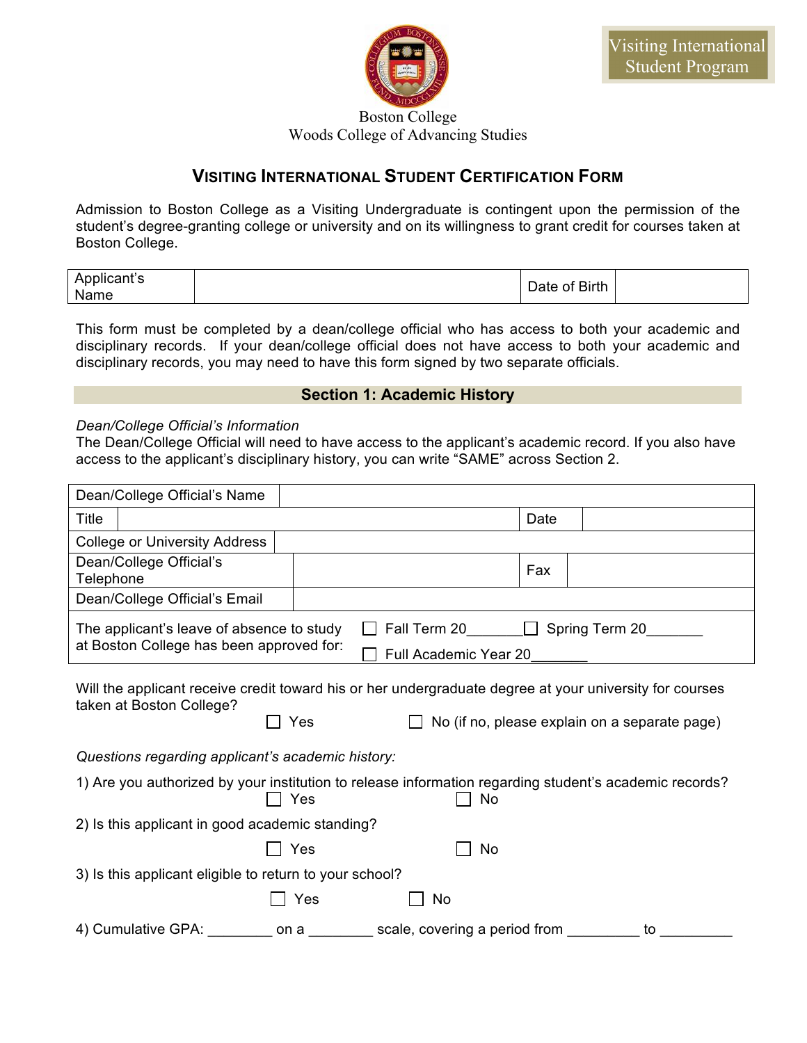Boston College
Woods College of Advancing Studies

Visiting International Student Program

# VISITING INTERNATIONAL STUDENT CERTIFICATION FORM

Admission to Boston College as a Visiting Undergraduate is contingent upon the permission of the student's degree-granting college or university and on its willingness to grant credit for courses taken at Boston College.

| Applicant's Name | | Date of Birth | |
|---|---|---|---|

This form must be completed by a dean/college official who has access to both your academic and disciplinary records. If your dean/college official does not have access to both your academic and disciplinary records, you may need to have this form signed by two separate officials.

## Section 1: Academic History

*Dean/College Official's Information*

The Dean/College Official will need to have access to the applicant's academic record. If you also have access to the applicant's disciplinary history, you can write "SAME" across Section 2.

| | | | |
|---|---|---|---|
| Dean/College Official's Name | | | |
| Title | | Date | |
| College or University Address | | | |
| Dean/College Official's Telephone | | Fax | |
| Dean/College Official's Email | | | |
| The applicant's leave of absence to study at Boston College has been approved for: | ☐ Fall Term 20_______ ☐ Spring Term 20_______ ☐ Full Academic Year 20_______ | | |

Will the applicant receive credit toward his or her undergraduate degree at your university for courses taken at Boston College?

☐ Yes ☐ No (if no, please explain on a separate page)

*Questions regarding applicant's academic history:*

1) Are you authorized by your institution to release information regarding student's academic records?

☐ Yes ☐ No

2) Is this applicant in good academic standing?

☐ Yes ☐ No

3) Is this applicant eligible to return to your school?

☐ Yes ☐ No

4) Cumulative GPA: ________ on a ________ scale, covering a period from _________ to _________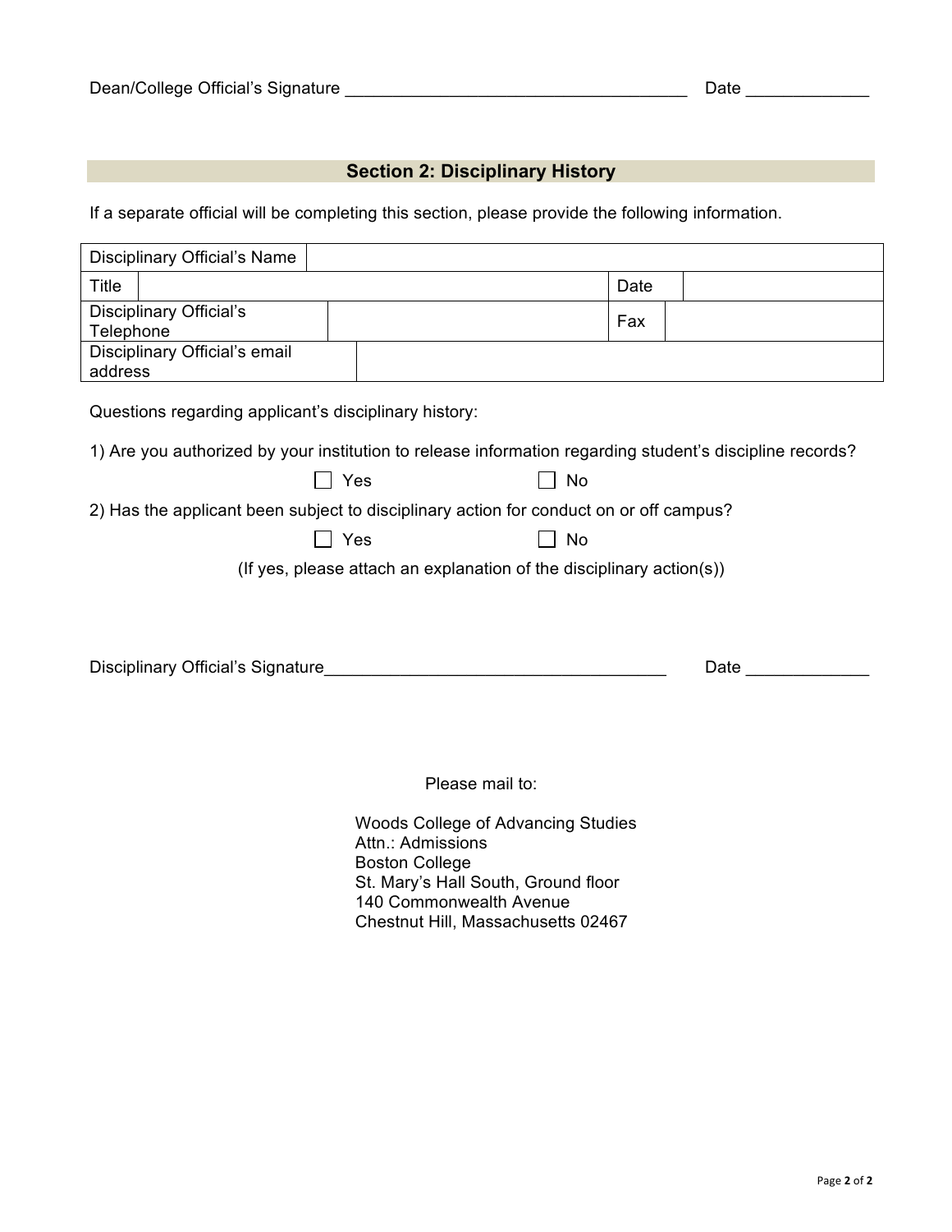Dean/College Official's Signature ____________________________________ Date _____________

## Section 2: Disciplinary History

If a separate official will be completing this section, please provide the following information.

| | | | |
|---|---|---|---|
| Disciplinary Official's Name | | | |
| Title | | Date | |
| Disciplinary Official's Telephone | | Fax | |
| Disciplinary Official's email address | | | |

Questions regarding applicant's disciplinary history:

1) Are you authorized by your institution to release information regarding student's discipline records?

☐ Yes ☐ No

2) Has the applicant been subject to disciplinary action for conduct on or off campus?

☐ Yes ☐ No

(If yes, please attach an explanation of the disciplinary action(s))

Disciplinary Official's Signature____________________________________ Date _____________

Please mail to:

Woods College of Advancing Studies
Attn.: Admissions
Boston College
St. Mary's Hall South, Ground floor
140 Commonwealth Avenue
Chestnut Hill, Massachusetts 02467